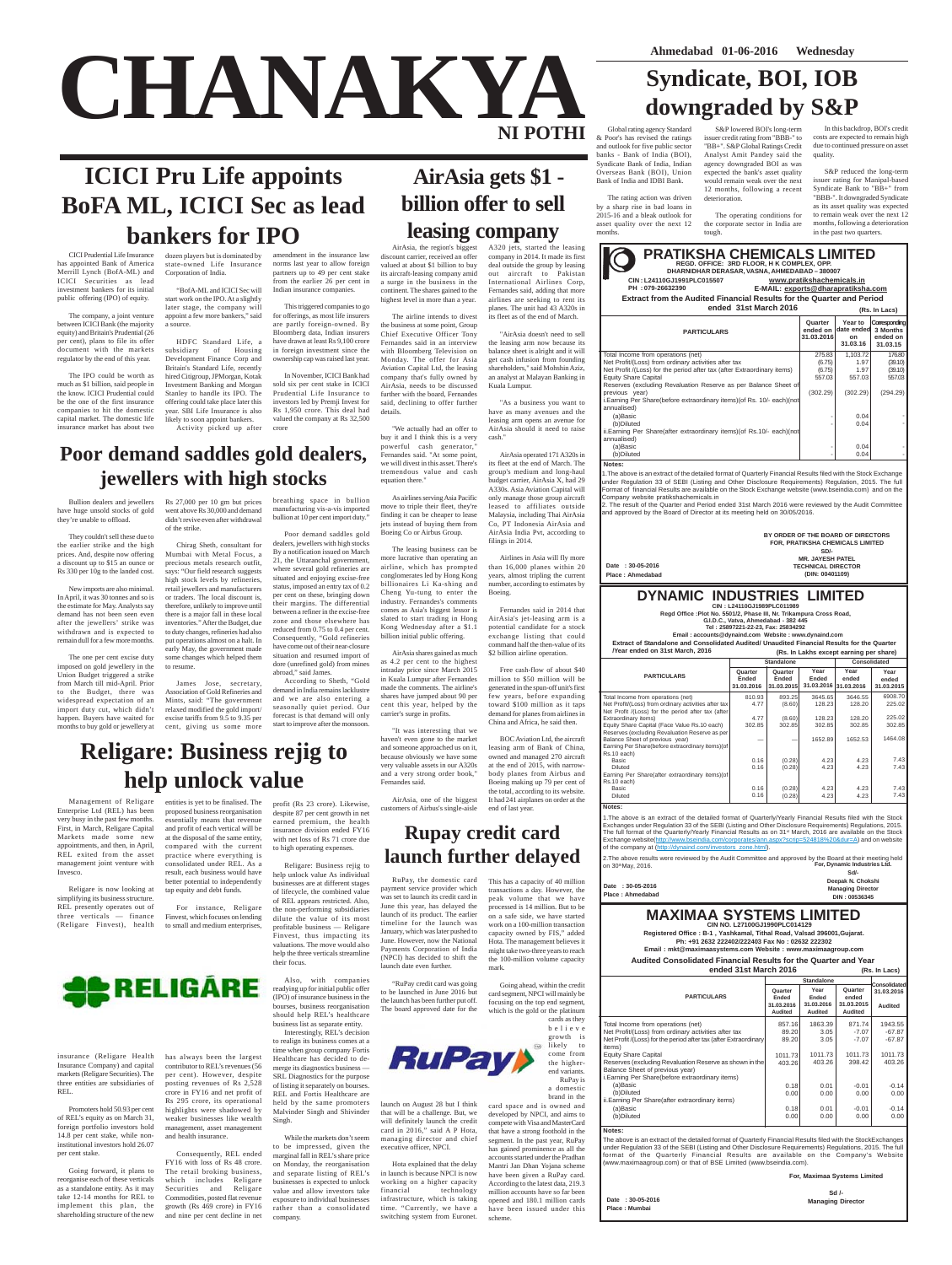# CHANAKYA NI POTHI

Ahmedabad 01-06-2016 Wednesday

## Syndicate, BOI, IOB downgraded by S&P

Global rating agency Standard & Poor's has revised the ratings and outlook for five public sector banks - Bank of India (BOI), Syndicate Bank of India, Indian Overseas Bank (IOB), Union Bank of India and IDBI Bank.

The rating action was driven by a sharp rise in bad loans in 2015-16 and a bleak outlook for asset quality over the next 12 months.

S&P lowered BOI's long-term issuer credit rating from "BBB-" to "BB+". S&P Global Ratings Credit Analyst Amit Pandey said the agency downgraded BOI as was expected the bank's asset quality would remain weak over the next 12 months, following a recent deterioration.

The operating conditions for the corporate sector in India are tough.

In this backdrop, BOI's credit costs are expected to remain high due to continued pressure on asset quality.

S&P reduced the long-term issuer rating for Manipal-based Syndicate Bank to "BB+" from "BBB-". It downgraded Syndicate as its asset quality was expected to remain weak over the next 12 months, following a deterioration in the past two quarters.

## ICICI Pru Life appoints BoFA ML, ICICI Sec as lead bankers for IPO

CICI Prudential Life Insurance has appointed Bank of America Merrill Lynch (BofA-ML) and ICICI Securities as lead investment bankers for its initial public offering (IPO) of equity.

The company, a joint venture between ICICI Bank (the majority equity) and Britain's Prudential (26 per cent), plans to file its offer document with the markets regulator by the end of this year.

The IPO could be worth as much as $1 billion, said people in the know. ICICI Prudential could be the one of the first insurance companies to list the domestic capital market. The domestic life insurance market has about two dozen players but is dominated by state-owned Life Insurance Corporation of India.

"BofA-ML and ICICI Sec will start work on the IPO. At a slightly later stage, the company will appoint a few more bankers," said a source.

HDFC Standard Life, a subsidiary of Housing Development Finance Corp and Britain's Standard Life, recently hired Citigroup, JPMorgan, Kotak Investment Banking and Morgan Stanley to handle its IPO. The offering could take place later this year. SBI Life Insurance is also likely to soon appoint bankers.

Activity picked up after amendment in the insurance law norms last year to allow foreign partners up to 49 per cent stake from the earlier 26 per cent in Indian insurance companies.

This triggered companies to go for offerings, as most life insurers are partly foreign-owned. By Bloomberg data, Indian insurers have drawn at least Rs 9,100 crore in foreign investment since the ownership cap was raised last year.

In November, ICICI Bank had sold six per cent stake in ICICI Prudential Life Insurance to investors led by Premji Invest for Rs 1,950 crore. This deal had valued the company at Rs 32,500 crore

## AirAsia gets $1 - billion offer to sell leasing company

AirAsia, the region's biggest discount carrier, received an offer valued at about $1 billion to buy its aircraft-leasing company amid a surge in the business in the continent. The shares gained to the highest level in more than a year.

The airline intends to divest the business at some point, Group Chief Executive Officer Tony Fernandes said in an interview with Bloomberg Television on Monday. The offer to Asia Aviation Capital Ltd, the leasing company that's fully owned by AirAsia, needs to be discussed further with the board, Fernandes said, declining to offer further details.

"We actually had an offer to buy it and I think this is a very powerful cash generator," Fernandes said. "At some point, we will divest in this asset. There's tremendous value and cash equation there."

As airlines serving Asia Pacific move to triple their fleet, they're finding it can be cheaper to lease jets instead of buying them from Boeing Co or Airbus Group.

The leasing business can be more lucrative than operating an airline, which has prompted conglomerates led by Hong Kong billionaires Li Ka-shing and Cheng Yu-tung to enter the industry. Fernandes's comments comes as Asia's biggest lessor is slated to start trading in Hong Kong Wednesday after a $1.1 billion initial public offering.

AirAsia shares gained as much as 4.2 per cent to the highest intraday price since March 2015 in Kuala Lumpur after Fernandes made the comments. The airline's shares have jumped about 90 per cent this year, helped by the carrier's surge in profits.

"It was interesting that we haven't even gone to the market and someone approached us on it, because obviously we have some very valuable assets in our A320s and a very strong order book," Fernandes said.

AirAsia, one of the biggest customers of Airbus's single-aisle A320 jets, started the leasing company in 2014. It made its first deal outside the group by leasing out aircraft to Pakistan International Airlines Corp, Fernandes said, adding that more airlines are seeking to rent its planes. The unit had 43 A320s in its fleet as of the end of March.

"AirAsia doesn't need to sell the leasing arm now because its balance sheet is alright and it will get cash infusion from founding shareholders," said Mohshin Aziz, an analyst at Malayan Banking in Kuala Lumpur.

"As a business you want to have as many avenues and the leasing arm opens an avenue for AirAsia should it need to raise cash."

AirAsia operated 171 A320s in its fleet at the end of March. The group's medium and long-haul budget carrier, AirAsia X, had 29 A330s. Asia Aviation Capital will only manage those group aircraft leased to affiliates outside Malaysia, including Thai AirAsia Co, PT Indonesia AirAsia and AirAsia India Pvt, according to filings in 2014.

Airlines in Asia will fly more than 16,000 planes within 20 years, almost tripling the current number, according to estimates by Boeing.

Fernandes said in 2014 that AirAsia's jet-leasing arm is a potential candidate for a stock exchange listing that could command half the then-value of its $2 billion airline operation.

Free cash-flow of about $40 million to $50 million will be generated in the spun-off unit's first few years, before expanding toward $100 million as it taps demand for planes from airlines in China and Africa, he said then.

BOC Aviation Ltd, the aircraft leasing arm of Bank of China, owned and managed 270 aircraft at the end of 2015, with narrow-body planes from Airbus and Boeing making up 79 per cent of the total, according to its website. It had 241 airplanes on order at the end of last year.

## Poor demand saddles gold dealers, jewellers with high stocks

Bullion dealers and jewellers have huge unsold stocks of gold they're unable to offload.

They couldn't sell these due to the earlier strike and the high prices. And, despite now offering a discount up to $15 an ounce or Rs 330 per 10g to the landed cost.

New imports are also minimal. In April, it was 30 tonnes and so is the estimate for May. Analysts say demand has not been seen even after the jewellers' strike was withdrawn and is expected to remain dull for a few more months.

The one per cent excise duty imposed on gold jewellery in the Union Budget triggered a strike from March till mid-April. Prior to the Budget, there was widespread expectation of an import duty cut, which didn't happen. Buyers have waited for months to buy gold or jewellery at Rs 27,000 per 10 gm but prices went above Rs 30,000 and demand didn't revive even after withdrawal of the strike.

Chirag Sheth, consultant for Mumbai with Metal Focus, a precious metals research outfit, says: "Our field research suggests high stock levels by refineries, retail jewellers and manufacturers or traders. The local discount is, therefore, unlikely to improve until there is a major fall in these local inventories." After the Budget, due to duty changes, refineries had also put operations almost on a halt. In early May, the government made some changes which helped them to resume.

James Jose, secretary, Association of Gold Refineries and Mints, said: "The government relaxed modified the gold import/excise tariffs from 9.5 to 9.35 per cent, giving us some more breathing space in bullion manufacturing vis-a-vis imported bullion at 10 per cent import duty."

Poor demand saddles gold dealers, jewellers with high stocks By a notification issued on March 21, the Uttaranchal government, where several gold refineries are situated and enjoying excise-free status, imposed an entry tax of 0.2 per cent on these, bringing down their margins. The differential between a refiner in the excise-free zone and those elsewhere has reduced from 0.75 to 0.4 per cent. Consequently, "Gold refineries have come out of their near-closure situation and resumed import of dore (unrefined gold) from mines abroad," said James.

According to Sheth, "Gold demand in India remains lacklustre and we are also entering a seasonally quiet period. Our forecast is that demand will only start to improve after the monsoon.

## Religare: Business rejig to help unlock value

Management of Religare Enterprise Ltd (REL) has been very busy in the past few months. First, in March, Religare Capital Markets made some new appointments, and then, in April, REL exited from the asset management joint venture with Invesco.

Religare is now looking at simplifying its business structure. REL presently operates out of three verticals — finance (Religare Finvest), health insurance (Religare Health Insurance Company) and capital markets (Religare Securities). The three entities are subsidiaries of REL.

Promoters hold 50.93 per cent of REL's equity as on March 31, foreign portfolio investors hold 14.8 per cent stake, while non-institutional investors hold 26.07 per cent stake.

Going forward, it plans to reorganise each of these verticals as a standalone entity. As it may take 12-14 months for REL to implement this plan, the shareholding structure of the new entities is yet to be finalised. The proposed business reorganisation essentially means that revenue and profit of each vertical will be at the disposal of the same entity, compared with the current practice where everything is consolidated under REL. As a result, each business would have better potential to independently tap equity and debt funds.

For instance, Religare Finvest, which focuses on lending to small and medium enterprises, has always been the largest contributor to REL's revenues (56 per cent). However, despite posting revenues of Rs 2,528 crore in FY16 and net profit of Rs 295 crore, its operational highlights were shadowed by weaker businesses like wealth management, asset management and health insurance.

Consequently, REL ended FY16 with loss of Rs 48 crore. The retail broking business, which includes Religare Securities and Religare Commodities, posted flat revenue growth (Rs 469 crore) in FY16 and nine per cent decline in net profit (Rs 23 crore). Likewise, despite 87 per cent growth in net earned premium, the health insurance division ended FY16 with net loss of Rs 71 crore due to high operating expenses.

Religare: Business rejig to help unlock value As individual businesses are at different stages of lifecycle, the combined value of REL appears restricted. Also, the non-performing subsidiaries dilute the value of its most profitable business — Religare Finvest, thus impacting its valuations. The move would also help the three verticals streamline their focus.

Also, with companies readying up for initial public offer (IPO) of insurance business in the bourses, business reorganisation should help REL's healthcare business list as separate entity.

Interestingly, REL's decision to realign its business comes at a time when group company Fortis Healthcare has decided to de-merge its diagnostics business — SRL Diagnostics for the purpose of listing it separately on bourses. REL and Fortis Healthcare are held by the same promoters Malvinder Singh and Shivinder Singh.

While the markets don't seem to be impressed, given the marginal fall in REL's share price on Monday, the reorganisation and separate listing of REL's businesses is expected to unlock value and allow investors take exposure to individual businesses rather than a consolidated company.

RELIGARE

## Rupay credit card launch further delayed

RuPay, the domestic card payment service provider which was set to launch its credit card in June this year, has delayed the launch of its product. The earlier timeline for the launch was January, which was later pushed to June. However, now the National Payments Corporation of India (NPCI) has decided to shift the launch date even further.

"RuPay credit card was going to be launched in June 2016 but the launch has been further put off. The board approved date for the launch on August 28 but I think that will be a challenge. But, we will definitely launch the credit card in 2016," said A P Hota, managing director and chief executive officer, NPCI.

Hota explained that the delay in launch is because NPCI is now working on a higher capacity financial technology infrastructure, which is taking time. "Currently, we have a switching system from Euronet. This has a capacity of 40 million transactions a day. However, the peak volume that we have processed is 14 million. But to be on a safe side, we have started work on a 100-million transaction capacity owned by FIS," added Hota. The management believes it might take two-three years to reach the 100-million volume capacity mark.

Going ahead, within the credit card segment, NPCI will mainly be focusing on the top end segment, which is the gold or the platinum cards as they believe growth is likely to come from the higher-end variants. RuPay is a domestic brand in the card space and is owned and developed by NPCI, and aims to compete with Visa and MasterCard that have a strong foothold in the segment. In the past year, RuPay has gained prominence as all the accounts started under the Pradhan Mantri Jan Dhan Yojana scheme have been given a RuPay card. According to the latest data, 219.3 million accounts have so far been opened and 180.1 million cards have been issued under this scheme.

RuPay

---

### PRATIKSHA CHEMICALS LIMITED

REGD. OFFICE: 3RD FLOOR, H K COMPLEX, OPP. DHARNIDHAR DERASAR, VASNA, AHMEDABAD – 380007

CIN : L24110GJ1991PLC015507 www.pratikshachemicals.in

PH : 079-26632390 E-MAIL: exports@dharapratiksha.com

**Extract from the Audited Financial Results for the Quarter and Period ended 31st March 2016**

(Rs. In Lacs)

| PARTICULARS | Quarter ended on 31.03.2016 | Year to date ended on 31.03.16 | Corresponding 3 Months ended on 31.03.15 |
|---|---|---|---|
| Total Income from operations (net) | 275.83 | 1,103.72 | 176.80 |
| Net Profit/(Loss) from ordinary activities after tax | (6.75) | 1.97 | (39.10) |
| Net Profit /(Loss) for the period after tax (after Extraordinary items) | (6.75) | 1.97 | (39.10) |
| Equity Share Capital | 557.03 | 557.03 | 557.03 |
| Reserves (excluding Revaluation Reserve as per Balance Sheet of previous year) | (302.29) | (302.29) | (294.29) |
| i.Earning Per Share(before extraordinary items)(of Rs. 10/- each)(not annualised) | | | |
| (a)Basic | - | 0.04 | - |
| (b)Diluted | - | 0.04 | - |
| ii.Earning Per Share(after extraordinary items)(of Rs.10/- each)(not annualised) | | | |
| (a)Basic | - | 0.04 | - |
| (b)Diluted | - | 0.04 | - |

**Notes:**

1. The above is an extract of the detailed format of Quarterly Financial Results filed with the Stock Exchange under Regulation 33 of SEBI (Listing and Other Disclosure Requirements) Regulation, 2015. The full Format of financial Results are available on the Stock Exchange website (www.bseindia.com) and on the Company website pratikshachemicals.in
2. The result of the Quarter and Period ended 31st March 2016 were reviewed by the Audit Committee and approved by the Board of Director at its meeting held on 30/05/2016.

BY ORDER OF THE BOARD OF DIRECTORS
FOR, PRATIKSHA CHEMICALS LIMITED
SD/-
MR. JAYESH PATEL
TECHNICAL DIRECTOR
(DIN: 00401109)

Date : 30-05-2016
Place : Ahmedabad

---

### DYNAMIC INDUSTRIES LIMITED

CIN : L24110GJ1989PLC011989
Regd Office :Plot No. 5501/2, Phase III, Nr. Trikampura Cross Road, G.I.D.C., Vatva, Ahmedabad - 382 445
Tel : 25897221-22-23, Fax: 25834292
Email : accounts@dynaind.com Website : www.dynaind.com

**Extract of Standalone and Consolidated Audited/ Unaudited Financial Results for the Quarter /Year ended on 31st March, 2016**

(Rs. In Lakhs except earning per share)

| PARTICULARS | Standalone | | | | Consolidated |
|---|---|---|---|---|---|
| | Quarter Ended 31.03.2016 | Quarter Ended 31.03.2015 | Year Ended 31.03.2016 | Year ended 31.03.2016 | Year ended 31.03.2015 |
| Total Income from operations (net) | 810.93 | 893.25 | 3645.65 | 3646.55 | 6908.70 |
| Net Profit/(Loss) from ordinary activities after tax | 4.77 | (8.60) | 128.23 | 128.20 | 225.02 |
| Net Profit /(Loss) for the period after tax (after Extraordinary items) | 4.77 | (8.60) | 128.23 | 128.20 | 225.02 |
| Equity Share Capital (Face Value Rs.10 each) | 302.85 | 302.85 | 302.85 | 302.85 | 302.85 |
| Reserves (excluding Revaluation Reserve as per Balance Sheet of previous year) | — | — | 1652.89 | 1652.53 | 1464.08 |
| Earning Per Share(before extraordinary items)(of Rs.10 each) | | | | | |
| Basic | 0.16 | (0.28) | 4.23 | 4.23 | 7.43 |
| Diluted | 0.16 | (0.28) | 4.23 | 4.23 | 7.43 |
| Earning Per Share(after extraordinary items)(of Rs.10 each) | | | | | |
| Basic | 0.16 | (0.28) | 4.23 | 4.23 | 7.43 |
| Diluted | 0.16 | (0.28) | 4.23 | 4.23 | 7.43 |

**Notes:**

1. The above is an extract of the detailed format of Quarterly/Yearly Financial Results filed with the Stock Exchanges under Regulation 33 of the SEBI (Listing and Other Disclosure Requirements) Regulations, 2015. The full format of the Quarterly/Yearly Financial Results as on 31st March, 2016 are available on the Stock Exchange website(http://www.bseindia.com/corporates/ann.aspx?scrip=524818%20&dur=A) and on website of the company at (http://dynaind.com/investors_zone.html).
2. The above results were reviewed by the Audit Committee and approved by the Board at their meeting held on 30th May, 2016.

For, Dynamic Industries Ltd.
Sd/-
Deepak N. Chokshi
Managing Director
DIN : 00536345

Date : 30-05-2016
Place : Ahmedabad

---

### MAXIMAA SYSTEMS LIMITED

CIN NO. L27100GJ1990PLC014129
Registered Office : B-1 , Yashkamal, Tithal Road, Valsad 396001,Gujarat.
Ph: +91 2632 222402/222403 Fax No : 02632 222302
Email : mkt@maximaasystems.com Website : www.maximaagroup.com

**Audited Consolidated Financial Results for the Quarter and Year ended 31st March 2016**

(Rs. In Lacs)

| PARTICULARS | Standalone | | | Consolidated |
|---|---|---|---|---|
| | Quarter Ended 31.03.2016 Audited | Year Ended 31.03.2016 Audited | Quarter ended 31.03.2015 Audited | 31.03.2016 Audited |
| Total Income from operations (net) | 857.16 | 1863.39 | 871.74 | 1943.55 |
| Net Profit/(Loss) from ordinary activities after tax | 89.20 | 3.05 | -7.07 | -67.87 |
| Net Profit /(Loss) for the period after tax (after Extraordinary items) | 89.20 | 3.05 | -7.07 | -67.87 |
| Equity Share Capital | 1011.73 | 1011.73 | 1011.73 | 1011.73 |
| Reserves (excluding Revaluation Reserve as shown in the Balance Sheet of previous year) | 403.26 | 403.26 | 398.42 | 403.26 |
| i.Earning Per Share(before extraordinary items) | | | | |
| (a)Basic | 0.18 | 0.01 | -0.01 | -0.14 |
| (b)Diluted | 0.00 | 0.00 | 0.00 | 0.00 |
| ii.Earning Per Share(after extraordinary items) | | | | |
| (a)Basic | 0.18 | 0.01 | -0.01 | -0.14 |
| (b)Diluted | 0.00 | 0.00 | 0.00 | 0.00 |

**Notes:**

The above is an extract of the detailed format of Quarterly Financial Results filed with the StockExchanges under Regulation 33 of the SEBI (Listing and Other Disclosure Requirements) Regulations, 2015. The full format of the Quarterly Financial Results are available on the Company's Website (www.maximaagroup.com) or that of BSE Limited (www.bseindia.com).

For, Maximaa Systems Limited
Sd /-
Managing Director

Date : 30-05-2016
Place : Mumbai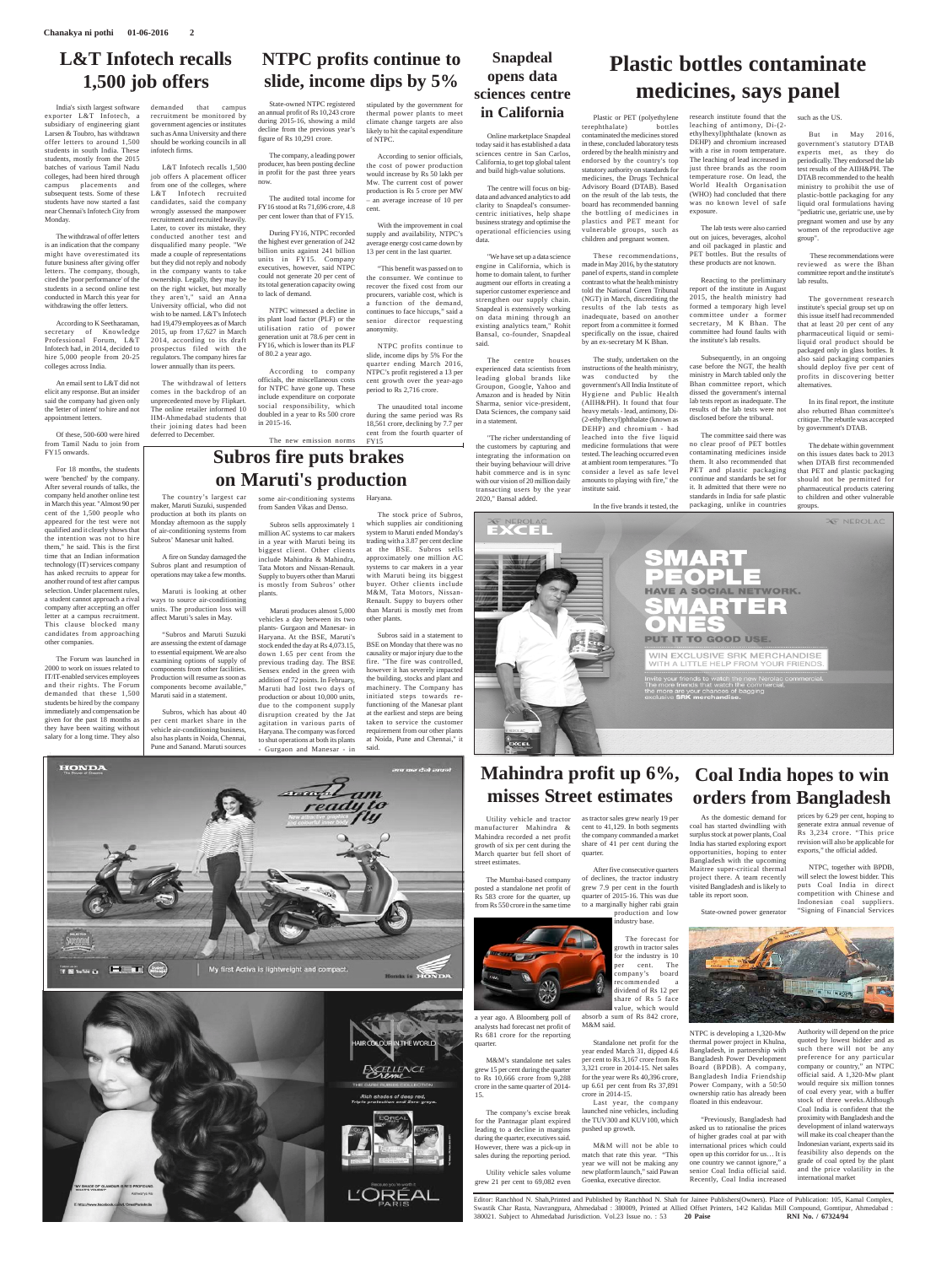# L&T Infotech recalls 1,500 job offers

India's sixth largest software exporter L&T Infotech, a subsidiary of engineering giant Larsen & Toubro, has withdrawn offer letters to around 1,500 students in south India. These students, mostly from the 2015 batches of various Tamil Nadu colleges, had been hired through campus placements and subsequent tests. Some of these students have now started a fast near Chennai's Infotech City from Monday.

The withdrawal of offer letters is an indication that the company might have overestimated its future business after giving offer letters. The company, though, cited the 'poor performance' of the students in a second online test conducted in March this year for withdrawing the offer letters.

According to K Seetharaman, secretary of Knowledge Professional Forum, L&T Infotech had, in 2014, decided to hire 5,000 people from 20-25 colleges across India.

An email sent to L&T did not elicit any response. But an insider said the company had given only the 'letter of intent' to hire and not appointment letters.

Of these, 500-600 were hired from Tamil Nadu to join from FY15 onwards.

For 18 months, the students were 'benched' by the company. After several rounds of talks, the company held another online test in March this year. "Almost 90 per cent of the 1,500 people who appeared for the test were not qualified and it clearly shows that the intention was not to hire them," he said. This is the first time that an Indian information technology (IT) services company has asked recruits to appear for another round of test after campus selection. Under placement rules, a student cannot approach a rival company after accepting an offer letter at a campus recruitment. This clause blocked many candidates from approaching other companies.

The Forum was launched in 2000 to work on issues related to IT/IT-enabled services employees and their rights. The Forum demanded that these 1,500 students be hired by the company immediately and compensation be given for the past 18 months as they have been waiting without salary for a long time. They also demanded that campus recruitment be monitored by government agencies or institutes such as Anna University and there should be working councils in all infotech firms.

L&T Infotech recalls 1,500 job offers A placement officer from one of the colleges, where L&T Infotech recruited candidates, said the company wrongly assessed the manpower recruitment and recruited heavily. Later, to cover its mistake, they conducted another test and disqualified many people. "We made a couple of representations but they did not reply and nobody in the company wants to take ownership. Legally, they may be on the right wicket, but morally they aren't," said an Anna University official, who did not wish to be named. L&T's Infotech had 19,479 employees as of March 2015, up from 17,627 in March 2014, according to its draft prospectus filed with the regulators. The company hires far lower annually than its peers.

The withdrawal of letters comes in the backdrop of an unprecedented move by Flipkart. The online retailer informed 10 IIM-Ahmedabad students that their joining dates had been deferred to December.

# NTPC profits continue to slide, income dips by 5%

State-owned NTPC registered an annual profit of Rs 10,243 crore during 2015-16, showing a mild decline from the previous year's figure of Rs 10,291 crore.

The company, a leading power producer, has been posting decline in profit for the past three years now.

The audited total income for FY16 stood at Rs 71,696 crore, 4.8 per cent lower than that of FY15.

During FY16, NTPC recorded the highest ever generation of 242 billion units against 241 billion units in FY15. Company executives, however, said NTPC could not generate 20 per cent of its total generation capacity owing to lack of demand.

NTPC witnessed a decline in its plant load factor (PLF) or the utilisation ratio of power generation unit at 78.6 per cent in FY16, which is lower than its PLF of 80.2 a year ago.

According to company officials, the miscellaneous costs for NTPC have gone up. These include expenditure on corporate social responsibility, which doubled in a year to Rs 500 crore in 2015-16.

The new emission norms stipulated by the government for thermal power plants to meet climate change targets are also likely to hit the capital expenditure of NTPC.

According to senior officials, the cost of power production would increase by Rs 50 lakh per Mw. The current cost of power production is Rs 5 crore per MW – an average increase of 10 per cent.

With the improvement in coal supply and availability, NTPC's average energy cost came down by 13 per cent in the last quarter.

"This benefit was passed on to the consumer. We continue to recover the fixed cost from our procurers, variable cost, which is a function of the demand, continues to face hiccups," said a senior director requesting anonymity.

NTPC profits continue to slide, income dips by 5% For the quarter ending March 2016, NTPC's profit registered a 13 per cent growth over the year-ago period to Rs 2,716 crore.

The unaudited total income during the same period was Rs 18,561 crore, declining by 7.7 per cent from the fourth quarter of FY15

# Snapdeal opens data sciences centre in California

Online marketplace Snapdeal today said it has established a data sciences centre in San Carlos, California, to get top global talent and build high-value solutions.

The centre will focus on big-data and advanced analytics to add clarity to Snapdeal's consumer-centric initiatives, help shape business strategy and optimise the operational efficiencies using data.

"We have set up a data science engine in California, which is home to domain talent, to further augment our efforts in creating a superior customer experience and strengthen our supply chain. Snapdeal is extensively working on data mining through an existing analytics team," Rohit Bansal, co-founder, Snapdeal said.

The centre houses experienced data scientists from leading global brands like Groupon, Google, Yahoo and Amazon and is headed by Nitin Sharma, senior vice-president, Data Sciences, the company said in a statement.

"The richer understanding of the customers by capturing and integrating the information on their buying behaviour will drive habit commerce and is in sync with our vision of 20 million daily transacting users by the year 2020," Bansal added.

# Plastic bottles contaminate medicines, says panel

Plastic or PET (polyethylene terephthalate) bottles contaminated the medicines stored in these, concluded laboratory tests ordered by the health ministry and endorsed by the country's top statutory authority on standards for medicines, the Drugs Technical Advisory Board (DTAB). Based on the result of the lab tests, the board has recommended banning the bottling of medicines in plastics and PET meant for vulnerable groups, such as children and pregnant women.

These recommendations, made in May 2016, by the statutory panel of experts, stand in complete contrast to what the health ministry told the National Green Tribunal (NGT) in March, discrediting the results of the lab tests as inadequate, based on another report from a committee it formed specifically on the issue, chaired by an ex-secretary M K Bhan.

The study, undertaken on the instructions of the health ministry, was conducted by the government's All India Institute of Hygiene and Public Health (AIIH&PH). It found that four heavy metals - lead, antimony, Di-(2-ethylhexyl)phthalate (known as DEHP) and chromium - had leached into the five liquid medicine formulations that were tested. The leaching occurred even at ambient room temperatures. "To consider a level as safe level amounts to playing with fire," the institute said.

In the five brands it tested, the research institute found that the leaching of antimony, Di-(2-ethylhexyl)phthalate (known as DEHP) and chromium increased with a rise in room temperature. The leaching of lead increased in just three brands as the room temperature rose. On lead, the World Health Organisation (WHO) had concluded that there was no known level of safe exposure.

The lab tests were also carried out on juices, beverages, alcohol and oil packaged in plastic and PET bottles. But the results of these products are not known.

Reacting to the preliminary report of the institute in August 2015, the health ministry had formed a temporary high level committee under a former secretary, M K Bhan. The committee had found faults with the institute's lab results.

Subsequently, in an ongoing case before the NGT, the health ministry in March tabled only the Bhan committee report, which dissed the government's internal lab tests report as inadequate. The results of the lab tests were not disclosed before the tribunal.

The committee said there was no clear proof of PET bottles contaminating medicines inside them. It also recommended that PET and plastic packaging continue and standards be set for it. It admitted that there were no standards in India for safe plastic packaging, unlike in countries such as the US.

But in May 2016, government's statutory DTAB experts met, as they do periodically. They endorsed the lab test results of the AIIH&PH. The DTAB recommended to the health ministry to prohibit the use of plastic-bottle packaging for any liquid oral formulations having "pediatric use, geriatric use, use by pregnant women and use by any women of the reproductive age group".

These recommendations were reviewed as were the Bhan committee report and the institute's lab results.

The government research institute's special group set up on this issue itself had recommended that at least 20 per cent of any pharmaceutical liquid or semi-liquid oral product should be packaged only in glass bottles. It also said packaging companies should deploy five per cent of profits in discovering better alternatives.

In its final report, the institute also rebutted Bhan committee's critique. The rebuttle was accepted by government's DTAB.

The debate within government on this issues dates back to 2013 when DTAB first recommended that PET and plastic packaging should not be permitted for pharmaceutical products catering to children and other vulnerable groups.

# Subros fire puts brakes on Maruti's production

The country's largest car maker, Maruti Suzuki, suspended production at both its plants on Monday afternoon as the supply of air-conditioning systems from Subros' Manesar unit halted.

A fire on Sunday damaged the Subros plant and resumption of operations may take a few months.

Maruti is looking at other ways to source air-conditioning units. The production loss will affect Maruti's sales in May.

"Subros and Maruti Suzuki are assessing the extent of damage to essential equipment. We are also examining options of supply of components from other facilities. Production will resume as soon as components become available," Maruti said in a statement.

Subros, which has about 40 per cent market share in the vehicle air-conditioning business, also has plants in Noida, Chennai, Pune and Sanand. Maruti sources some air-conditioning systems from Sanden Vikas and Denso.

Subros sells approximately 1 million AC systems to car makers in a year with Maruti being its biggest client. Other clients include Mahindra & Mahindra, Tata Motors and Nissan-Renault. Supply to buyers other than Maruti is mostly from Subros' other plants.

Maruti produces almost 5,000 vehicles a day between its two plants- Gurgaon and Manesar- in Haryana. At the BSE, Maruti's stock ended the day at Rs 4,073.15, down 1.65 per cent from the previous trading day. The BSE Sensex ended in the green with addition of 72 points. In February, Maruti had lost two days of production or about 10,000 units, due to the component supply disruption created by the Jat agitation in various parts of Haryana. The company was forced to shut operations at both its plants - Gurgaon and Manesar - in Haryana.

The stock price of Subros, which supplies air conditioning system to Maruti ended Monday's trading with a 3.87 per cent decline at the BSE. Subros sells approximately one million AC systems to car makers in a year with Maruti being its biggest buyer. Other clients include M&M, Tata Motors, Nissan-Renault. Suppy to buyers other than Maruti is mostly met from other plants.

Subros said in a statement to BSE on Monday that there was no causality or major injury due to the fire. "The fire was controlled, however it has severely impacted the building, stocks and plant and machinery. The Company has initiated steps towards re-functioning of the Manesar plant at the earliest and steps are being taken to service the customer requirement from our other plants at Noida, Pune and Chennai," it said.

# Mahindra profit up 6%, misses Street estimates

Utility vehicle and tractor manufacturer Mahindra & Mahindra recorded a net profit growth of six per cent during the March quarter but fell short of street estimates.

The Mumbai-based company posted a standalone net profit of Rs 583 crore for the quarter, up from Rs 550 crore in the same time a year ago. A Bloomberg poll of analysts had forecast net profit of Rs 681 crore for the reporting quarter.

M&M's standalone net sales grew 15 per cent during the quarter to Rs 10,666 crore from 9,288 crore in the same quarter of 2014-15.

The company's excise break for the Pantnagar plant expired leading to a decline in margins during the quarter, executives said. However, there was a pick-up in sales during the reporting period.

Utility vehicle sales volume grew 21 per cent to 69,082 even as tractor sales grew nearly 19 per cent to 41,129. In both segments the company commanded a market share of 41 per cent during the quarter.

After five consecutive quarters of declines, the tractor industry grew 7.9 per cent in the fourth quarter of 2015-16. This was due to a marginally higher rabi grain production and low industry base.

The forecast for growth in tractor sales for the industry is 10 per cent. The company's board recommended a dividend of Rs 12 per share of Rs 5 face value, which would absorb a sum of Rs 842 crore, M&M said.

Standalone net profit for the year ended March 31, dipped 4.6 per cent to Rs 3,167 crore from Rs 3,321 crore in 2014-15. Net sales for the year were Rs 40,396 crore, up 6.61 per cent from Rs 37,891 crore in 2014-15.

Last year, the company launched nine vehicles, including the TUV300 and KUV100, which pushed up growth.

M&M will not be able to match that rate this year. "This year we will not be making any new platform launch," said Pawan Goenka, executive director.

# Coal India hopes to win orders from Bangladesh

As the domestic demand for coal has started dwindling with surplus stock at power plants, Coal India has started exploring export opportunities, hoping to enter Bangladesh with the upcoming Maitree super-critical thermal project there. A team recently visited Bangladesh and is likely to table its report soon.

State-owned power generator NTPC is developing a 1,320-Mw thermal power project in Khulna, Bangladesh, in partnership with Bangladesh Power Development Board (BPDB). A company, Bangladesh India Friendship Power Company, with a 50:50 ownership ratio has already been floated in this endeavour.

"Previously, Bangladesh had asked us to rationalise the prices of higher grades coal at par with international prices which could open up this corridor for us... It is one country we cannot ignore," a senior Coal India official said. Recently, Coal India increased prices by 6.29 per cent, hoping to generate extra annual revenue of Rs 3,234 crore. "This price revision will also be applicable for exports," the official added.

NTPC, together with BPDB, will select the lowest bidder. This puts Coal India in direct competition with Chinese and Indonesian coal suppliers. "Signing of Financial Services Authority will depend on the price quoted by lowest bidder and as such there will not be any preference for any particular company or country," an NTPC official said. A 1,320-Mw plant would require six million tonnes of coal every year, with a buffer stock of three weeks.Although Coal India is confident that the proximity with Bangladesh and the development of inland waterways will make its coal cheaper than the Indonesian variant, experts said its feasibility also depends on the grade of coal opted by the plant and the price volatility in the international market

Editor: Ranchhod N. Shah,Printed and Published by Ranchhod N. Shah for Jainee Publishers(Owners). Place of Publication: 105, Kamal Complex, Swastik Char Rasta, Navrangpura, Ahmedabad : 380009, Printed at Allied Offset Printers, 14\2 Kalidas Mill Compound, Gomtipur, Ahmedabad : 380021. Subject to Ahmedabad Jurisdiction. Vol.23 Issue no. : 53 **20 Paise** **RNI No. / 67324/94**